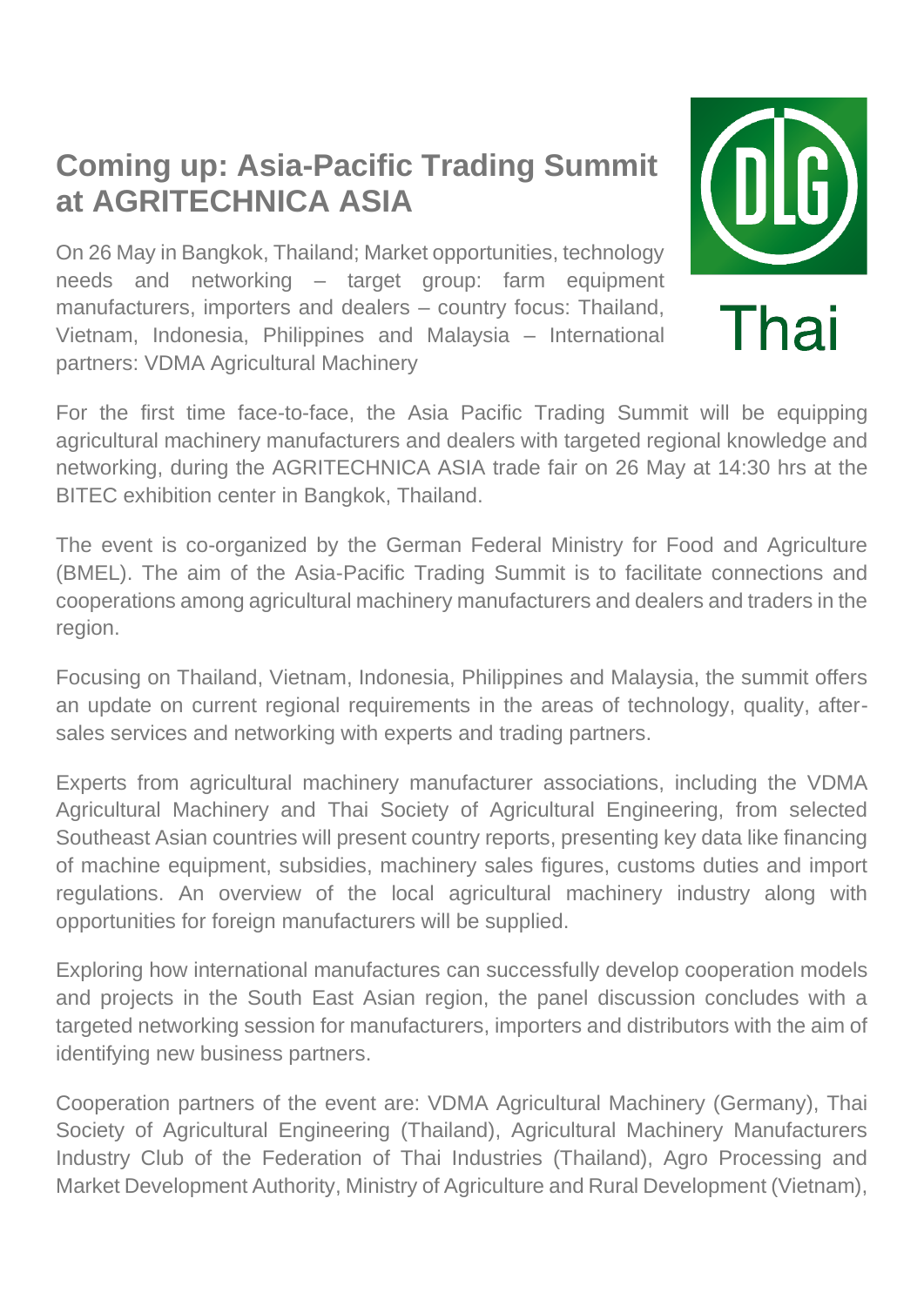# Coming up: Asia-Pacific Trading Summit at AGRITECHNICA ASIA

On 26 May in Bangkok, Thailand; Market opportunities, technology needs and networking – target group: farm equipment manufacturers, importers and dealers – country focus: Thailand, Vietnam, Indonesia, Philippines and Malaysia – International partners: VDMA Agricultural Machinery

For the first time face-to-face, the Asia Pacific Trading Summit will be equipping agricultural machinery manufacturers and dealers with targeted regional knowledge and networking, during the AGRITECHNICA ASIA trade fair on 26 May at 14:30 hrs at the BITEC exhibition center in Bangkok, Thailand.

The event is co-organized by the German Federal Ministry for Food and Agriculture (BMEL). The aim of the Asia-Pacific Trading Summit is to facilitate connections and cooperations among agricultural machinery manufacturers and dealers and traders in the region.

Focusing on Thailand, Vietnam, Indonesia, Philippines and Malaysia, the summit offers an update on current regional requirements in the areas of technology, quality, after-sales services and networking with experts and trading partners.

Experts from agricultural machinery manufacturer associations, including the VDMA Agricultural Machinery and Thai Society of Agricultural Engineering, from selected Southeast Asian countries will present country reports, presenting key data like financing of machine equipment, subsidies, machinery sales figures, customs duties and import regulations. An overview of the local agricultural machinery industry along with opportunities for foreign manufacturers will be supplied.

Exploring how international manufactures can successfully develop cooperation models and projects in the South East Asian region, the panel discussion concludes with a targeted networking session for manufacturers, importers and distributors with the aim of identifying new business partners.

Cooperation partners of the event are: VDMA Agricultural Machinery (Germany), Thai Society of Agricultural Engineering (Thailand), Agricultural Machinery Manufacturers Industry Club of the Federation of Thai Industries (Thailand), Agro Processing and Market Development Authority, Ministry of Agriculture and Rural Development (Vietnam),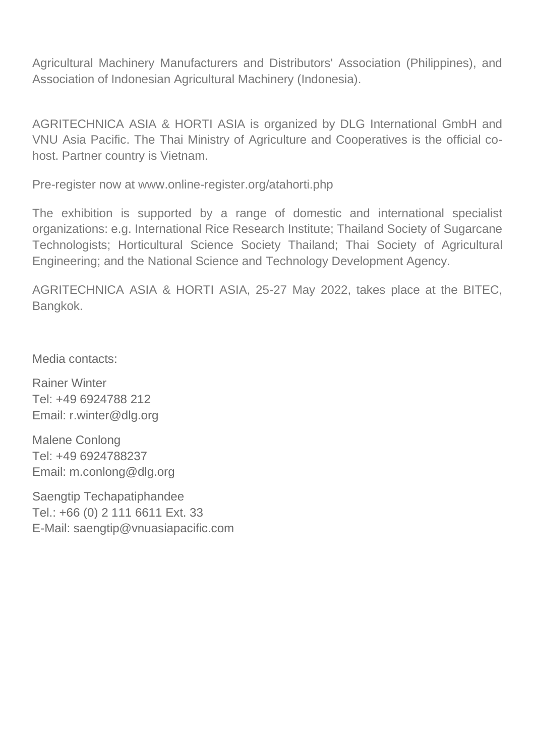Agricultural Machinery Manufacturers and Distributors' Association (Philippines), and Association of Indonesian Agricultural Machinery (Indonesia).

AGRITECHNICA ASIA & HORTI ASIA is organized by DLG International GmbH and VNU Asia Pacific. The Thai Ministry of Agriculture and Cooperatives is the official co-host. Partner country is Vietnam.

Pre-register now at www.online-register.org/atahorti.php

The exhibition is supported by a range of domestic and international specialist organizations: e.g. International Rice Research Institute; Thailand Society of Sugarcane Technologists; Horticultural Science Society Thailand; Thai Society of Agricultural Engineering; and the National Science and Technology Development Agency.

AGRITECHNICA ASIA & HORTI ASIA, 25-27 May 2022, takes place at the BITEC, Bangkok.

Media contacts:

Rainer Winter
Tel: +49 6924788 212
Email: r.winter@dlg.org

Malene Conlong
Tel: +49 6924788237
Email: m.conlong@dlg.org

Saengtip Techapatiphandee
Tel.: +66 (0) 2 111 6611 Ext. 33
E-Mail: saengtip@vnuasiapacific.com